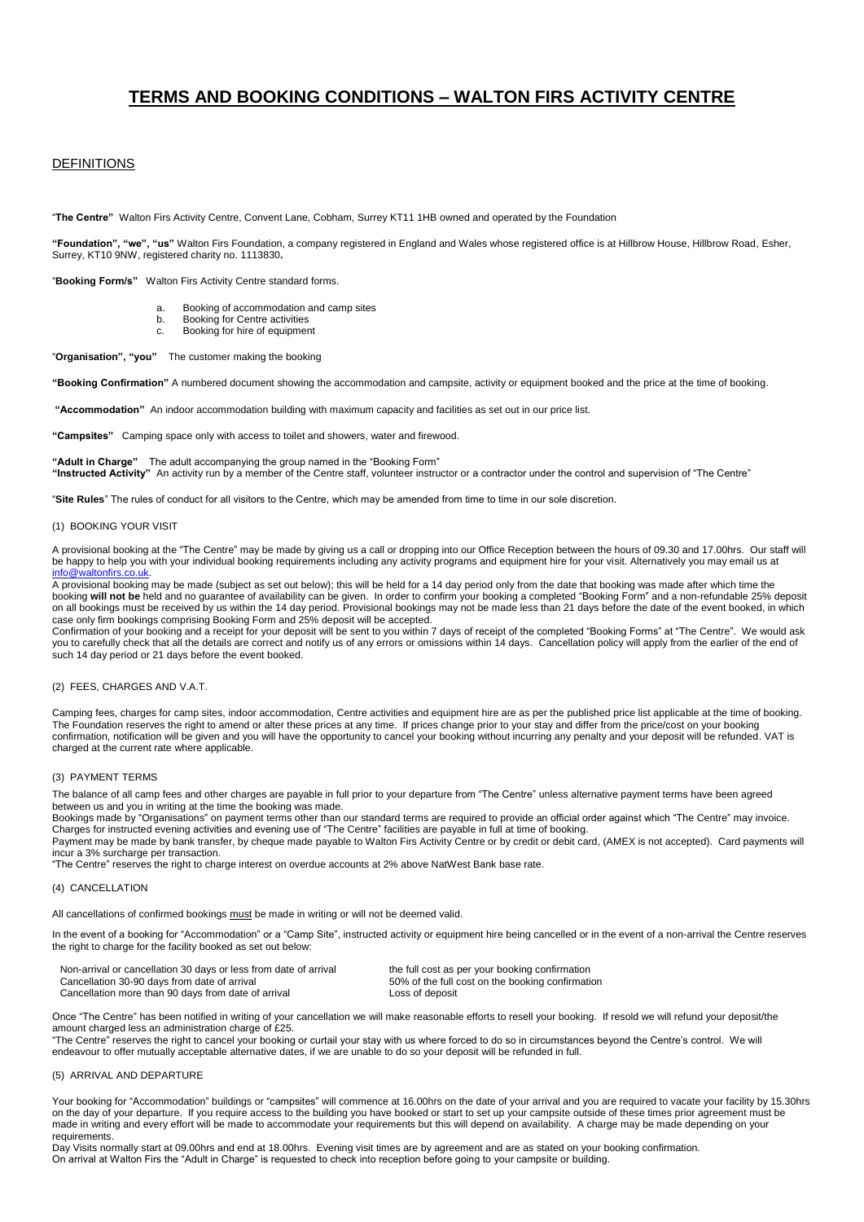# TERMS AND BOOKING CONDITIONS – WALTON FIRS ACTIVITY CENTRE

## DEFINITIONS

"**The Centre"** Walton Firs Activity Centre, Convent Lane, Cobham, Surrey KT11 1HB owned and operated by the Foundation

**"Foundation", "we", "us"** Walton Firs Foundation, a company registered in England and Wales whose registered office is at Hillbrow House, Hillbrow Road, Esher, Surrey, KT10 9NW, registered charity no. 1113830**.**

"**Booking Form/s"** Walton Firs Activity Centre standard forms.

a. Booking of accommodation and camp sites
b. Booking for Centre activities
c. Booking for hire of equipment

"**Organisation", "you"** The customer making the booking

**"Booking Confirmation"** A numbered document showing the accommodation and campsite, activity or equipment booked and the price at the time of booking.

**"Accommodation"** An indoor accommodation building with maximum capacity and facilities as set out in our price list.

**"Campsites"** Camping space only with access to toilet and showers, water and firewood.

**"Adult in Charge"** The adult accompanying the group named in the "Booking Form"
**"Instructed Activity"** An activity run by a member of the Centre staff, volunteer instructor or a contractor under the control and supervision of "The Centre"

"**Site Rules**" The rules of conduct for all visitors to the Centre, which may be amended from time to time in our sole discretion.

### (1) BOOKING YOUR VISIT

A provisional booking at the "The Centre" may be made by giving us a call or dropping into our Office Reception between the hours of 09.30 and 17.00hrs. Our staff will be happy to help you with your individual booking requirements including any activity programs and equipment hire for your visit. Alternatively you may email us at info@waltonfirs.co.uk.
A provisional booking may be made (subject as set out below); this will be held for a 14 day period only from the date that booking was made after which time the booking **will not be** held and no guarantee of availability can be given. In order to confirm your booking a completed "Booking Form" and a non-refundable 25% deposit on all bookings must be received by us within the 14 day period. Provisional bookings may not be made less than 21 days before the date of the event booked, in which case only firm bookings comprising Booking Form and 25% deposit will be accepted.
Confirmation of your booking and a receipt for your deposit will be sent to you within 7 days of receipt of the completed "Booking Forms" at "The Centre". We would ask you to carefully check that all the details are correct and notify us of any errors or omissions within 14 days. Cancellation policy will apply from the earlier of the end of such 14 day period or 21 days before the event booked.

### (2) FEES, CHARGES AND V.A.T.

Camping fees, charges for camp sites, indoor accommodation, Centre activities and equipment hire are as per the published price list applicable at the time of booking. The Foundation reserves the right to amend or alter these prices at any time. If prices change prior to your stay and differ from the price/cost on your booking confirmation, notification will be given and you will have the opportunity to cancel your booking without incurring any penalty and your deposit will be refunded. VAT is charged at the current rate where applicable.

### (3) PAYMENT TERMS

The balance of all camp fees and other charges are payable in full prior to your departure from "The Centre" unless alternative payment terms have been agreed between us and you in writing at the time the booking was made.
Bookings made by "Organisations" on payment terms other than our standard terms are required to provide an official order against which "The Centre" may invoice. Charges for instructed evening activities and evening use of "The Centre" facilities are payable in full at time of booking.
Payment may be made by bank transfer, by cheque made payable to Walton Firs Activity Centre or by credit or debit card, (AMEX is not accepted). Card payments will incur a 3% surcharge per transaction.
"The Centre" reserves the right to charge interest on overdue accounts at 2% above NatWest Bank base rate.

### (4) CANCELLATION

All cancellations of confirmed bookings must be made in writing or will not be deemed valid.

In the event of a booking for "Accommodation" or a "Camp Site", instructed activity or equipment hire being cancelled or in the event of a non-arrival the Centre reserves the right to charge for the facility booked as set out below:

| | |
|---|---|
| Non-arrival or cancellation 30 days or less from date of arrival | the full cost as per your booking confirmation |
| Cancellation 30-90 days from date of arrival | 50% of the full cost on the booking confirmation |
| Cancellation more than 90 days from date of arrival | Loss of deposit |

Once "The Centre" has been notified in writing of your cancellation we will make reasonable efforts to resell your booking. If resold we will refund your deposit/the amount charged less an administration charge of £25.
"The Centre" reserves the right to cancel your booking or curtail your stay with us where forced to do so in circumstances beyond the Centre's control. We will endeavour to offer mutually acceptable alternative dates, if we are unable to do so your deposit will be refunded in full.

### (5) ARRIVAL AND DEPARTURE

Your booking for "Accommodation" buildings or "campsites" will commence at 16.00hrs on the date of your arrival and you are required to vacate your facility by 15.30hrs on the day of your departure. If you require access to the building you have booked or start to set up your campsite outside of these times prior agreement must be made in writing and every effort will be made to accommodate your requirements but this will depend on availability. A charge may be made depending on your requirements.
Day Visits normally start at 09.00hrs and end at 18.00hrs. Evening visit times are by agreement and are as stated on your booking confirmation.
On arrival at Walton Firs the "Adult in Charge" is requested to check into reception before going to your campsite or building.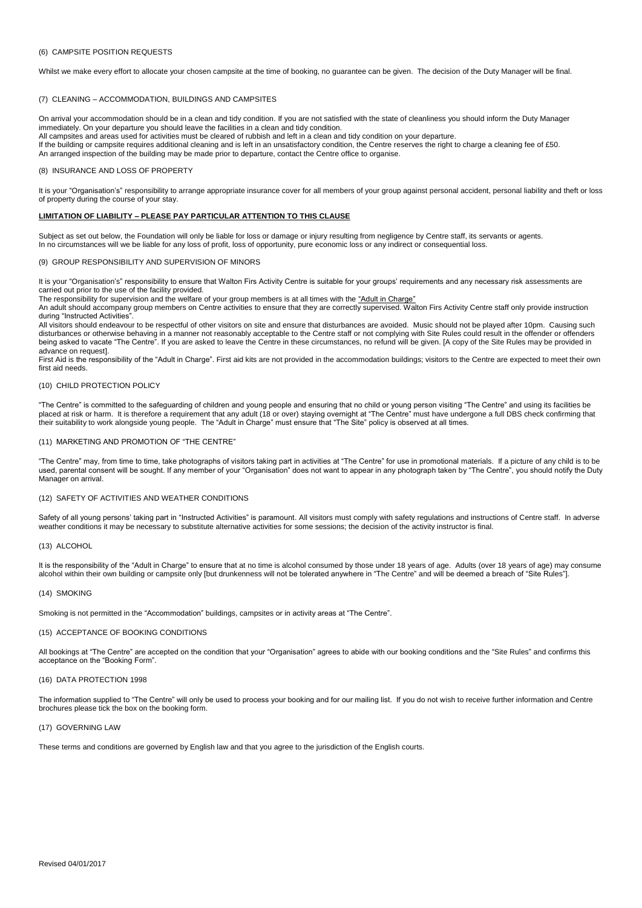## (6) CAMPSITE POSITION REQUESTS

Whilst we make every effort to allocate your chosen campsite at the time of booking, no guarantee can be given. The decision of the Duty Manager will be final.

## (7) CLEANING – ACCOMMODATION, BUILDINGS AND CAMPSITES

On arrival your accommodation should be in a clean and tidy condition. If you are not satisfied with the state of cleanliness you should inform the Duty Manager immediately. On your departure you should leave the facilities in a clean and tidy condition.
All campsites and areas used for activities must be cleared of rubbish and left in a clean and tidy condition on your departure.
If the building or campsite requires additional cleaning and is left in an unsatisfactory condition, the Centre reserves the right to charge a cleaning fee of £50.
An arranged inspection of the building may be made prior to departure, contact the Centre office to organise.

## (8) INSURANCE AND LOSS OF PROPERTY

It is your "Organisation's" responsibility to arrange appropriate insurance cover for all members of your group against personal accident, personal liability and theft or loss of property during the course of your stay.

**LIMITATION OF LIABILITY – PLEASE PAY PARTICULAR ATTENTION TO THIS CLAUSE**

Subject as set out below, the Foundation will only be liable for loss or damage or injury resulting from negligence by Centre staff, its servants or agents.
In no circumstances will we be liable for any loss of profit, loss of opportunity, pure economic loss or any indirect or consequential loss.

## (9) GROUP RESPONSIBILITY AND SUPERVISION OF MINORS

It is your "Organisation's" responsibility to ensure that Walton Firs Activity Centre is suitable for your groups' requirements and any necessary risk assessments are carried out prior to the use of the facility provided.
The responsibility for supervision and the welfare of your group members is at all times with the "Adult in Charge"
An adult should accompany group members on Centre activities to ensure that they are correctly supervised. Walton Firs Activity Centre staff only provide instruction during "Instructed Activities".
All visitors should endeavour to be respectful of other visitors on site and ensure that disturbances are avoided. Music should not be played after 10pm. Causing such disturbances or otherwise behaving in a manner not reasonably acceptable to the Centre staff or not complying with Site Rules could result in the offender or offenders being asked to vacate "The Centre". If you are asked to leave the Centre in these circumstances, no refund will be given. [A copy of the Site Rules may be provided in advance on request].
First Aid is the responsibility of the "Adult in Charge". First aid kits are not provided in the accommodation buildings; visitors to the Centre are expected to meet their own first aid needs.

## (10) CHILD PROTECTION POLICY

"The Centre" is committed to the safeguarding of children and young people and ensuring that no child or young person visiting "The Centre" and using its facilities be placed at risk or harm. It is therefore a requirement that any adult (18 or over) staying overnight at "The Centre" must have undergone a full DBS check confirming that their suitability to work alongside young people. The "Adult in Charge" must ensure that "The Site" policy is observed at all times.

## (11) MARKETING AND PROMOTION OF "THE CENTRE"

"The Centre" may, from time to time, take photographs of visitors taking part in activities at "The Centre" for use in promotional materials. If a picture of any child is to be used, parental consent will be sought. If any member of your "Organisation" does not want to appear in any photograph taken by "The Centre", you should notify the Duty Manager on arrival.

## (12) SAFETY OF ACTIVITIES AND WEATHER CONDITIONS

Safety of all young persons' taking part in "Instructed Activities" is paramount. All visitors must comply with safety regulations and instructions of Centre staff. In adverse weather conditions it may be necessary to substitute alternative activities for some sessions; the decision of the activity instructor is final.

## (13) ALCOHOL

It is the responsibility of the "Adult in Charge" to ensure that at no time is alcohol consumed by those under 18 years of age. Adults (over 18 years of age) may consume alcohol within their own building or campsite only [but drunkenness will not be tolerated anywhere in "The Centre" and will be deemed a breach of "Site Rules"].

## (14) SMOKING

Smoking is not permitted in the "Accommodation" buildings, campsites or in activity areas at "The Centre".

## (15) ACCEPTANCE OF BOOKING CONDITIONS

All bookings at "The Centre" are accepted on the condition that your "Organisation" agrees to abide with our booking conditions and the "Site Rules" and confirms this acceptance on the "Booking Form".

## (16) DATA PROTECTION 1998

The information supplied to "The Centre" will only be used to process your booking and for our mailing list. If you do not wish to receive further information and Centre brochures please tick the box on the booking form.

## (17) GOVERNING LAW

These terms and conditions are governed by English law and that you agree to the jurisdiction of the English courts.

Revised 04/01/2017